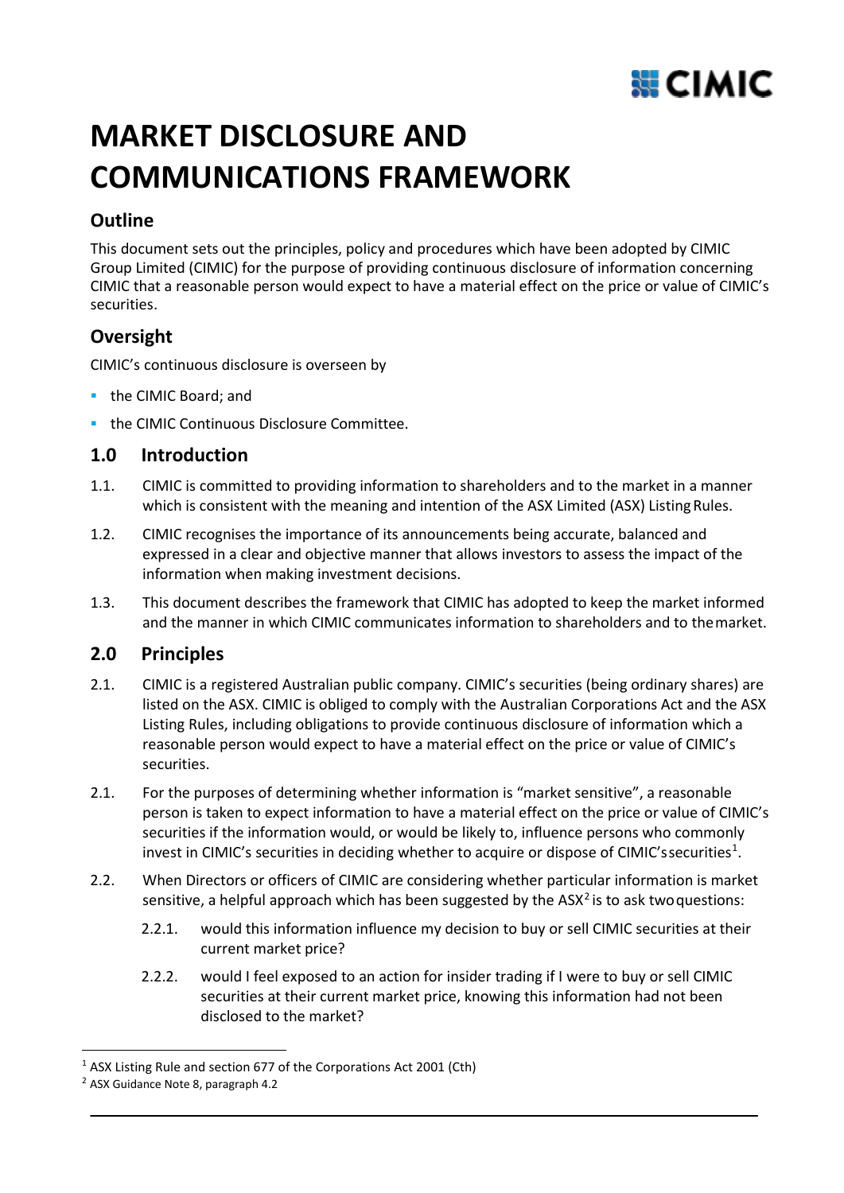# MARKET DISCLOSURE AND COMMUNICATIONS FRAMEWORK

## Outline

This document sets out the principles, policy and procedures which have been adopted by CIMIC Group Limited (CIMIC) for the purpose of providing continuous disclosure of information concerning CIMIC that a reasonable person would expect to have a material effect on the price or value of CIMIC's securities.

## Oversight

CIMIC's continuous disclosure is overseen by

- the CIMIC Board; and
- the CIMIC Continuous Disclosure Committee.

## 1.0 Introduction

1.1. CIMIC is committed to providing information to shareholders and to the market in a manner which is consistent with the meaning and intention of the ASX Limited (ASX) Listing Rules.

1.2. CIMIC recognises the importance of its announcements being accurate, balanced and expressed in a clear and objective manner that allows investors to assess the impact of the information when making investment decisions.

1.3. This document describes the framework that CIMIC has adopted to keep the market informed and the manner in which CIMIC communicates information to shareholders and to the market.

## 2.0 Principles

2.1. CIMIC is a registered Australian public company. CIMIC's securities (being ordinary shares) are listed on the ASX. CIMIC is obliged to comply with the Australian Corporations Act and the ASX Listing Rules, including obligations to provide continuous disclosure of information which a reasonable person would expect to have a material effect on the price or value of CIMIC's securities.

2.1. For the purposes of determining whether information is "market sensitive", a reasonable person is taken to expect information to have a material effect on the price or value of CIMIC's securities if the information would, or would be likely to, influence persons who commonly invest in CIMIC's securities in deciding whether to acquire or dispose of CIMIC's securities[1].

2.2. When Directors or officers of CIMIC are considering whether particular information is market sensitive, a helpful approach which has been suggested by the ASX[2] is to ask two questions:

2.2.1. would this information influence my decision to buy or sell CIMIC securities at their current market price?

2.2.2. would I feel exposed to an action for insider trading if I were to buy or sell CIMIC securities at their current market price, knowing this information had not been disclosed to the market?

---

[1] ASX Listing Rule and section 677 of the Corporations Act 2001 (Cth)

[2] ASX Guidance Note 8, paragraph 4.2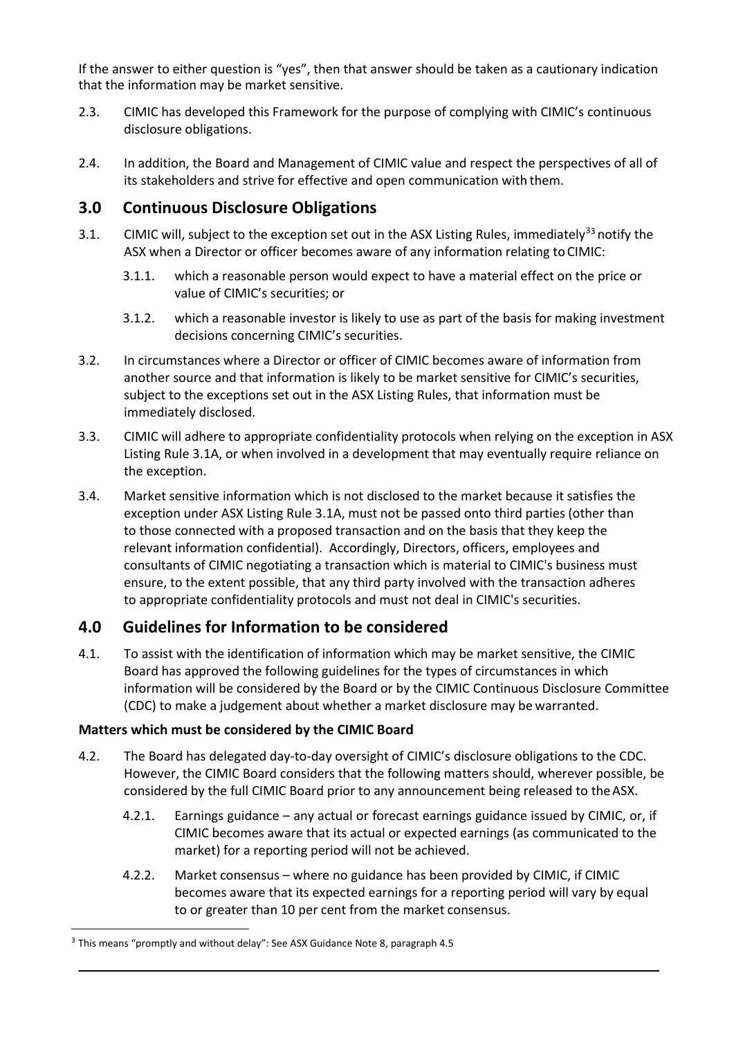If the answer to either question is "yes", then that answer should be taken as a cautionary indication that the information may be market sensitive.

2.3. CIMIC has developed this Framework for the purpose of complying with CIMIC's continuous disclosure obligations.

2.4. In addition, the Board and Management of CIMIC value and respect the perspectives of all of its stakeholders and strive for effective and open communication with them.

## 3.0 Continuous Disclosure Obligations

3.1. CIMIC will, subject to the exception set out in the ASX Listing Rules, immediately[33] notify the ASX when a Director or officer becomes aware of any information relating to CIMIC:

3.1.1. which a reasonable person would expect to have a material effect on the price or value of CIMIC's securities; or

3.1.2. which a reasonable investor is likely to use as part of the basis for making investment decisions concerning CIMIC's securities.

3.2. In circumstances where a Director or officer of CIMIC becomes aware of information from another source and that information is likely to be market sensitive for CIMIC's securities, subject to the exceptions set out in the ASX Listing Rules, that information must be immediately disclosed.

3.3. CIMIC will adhere to appropriate confidentiality protocols when relying on the exception in ASX Listing Rule 3.1A, or when involved in a development that may eventually require reliance on the exception.

3.4. Market sensitive information which is not disclosed to the market because it satisfies the exception under ASX Listing Rule 3.1A, must not be passed onto third parties (other than to those connected with a proposed transaction and on the basis that they keep the relevant information confidential). Accordingly, Directors, officers, employees and consultants of CIMIC negotiating a transaction which is material to CIMIC's business must ensure, to the extent possible, that any third party involved with the transaction adheres to appropriate confidentiality protocols and must not deal in CIMIC's securities.

## 4.0 Guidelines for Information to be considered

4.1. To assist with the identification of information which may be market sensitive, the CIMIC Board has approved the following guidelines for the types of circumstances in which information will be considered by the Board or by the CIMIC Continuous Disclosure Committee (CDC) to make a judgement about whether a market disclosure may be warranted.

**Matters which must be considered by the CIMIC Board**

4.2. The Board has delegated day-to-day oversight of CIMIC's disclosure obligations to the CDC. However, the CIMIC Board considers that the following matters should, wherever possible, be considered by the full CIMIC Board prior to any announcement being released to the ASX.

4.2.1. Earnings guidance – any actual or forecast earnings guidance issued by CIMIC, or, if CIMIC becomes aware that its actual or expected earnings (as communicated to the market) for a reporting period will not be achieved.

4.2.2. Market consensus – where no guidance has been provided by CIMIC, if CIMIC becomes aware that its expected earnings for a reporting period will vary by equal to or greater than 10 per cent from the market consensus.

---

[3] This means "promptly and without delay": See ASX Guidance Note 8, paragraph 4.5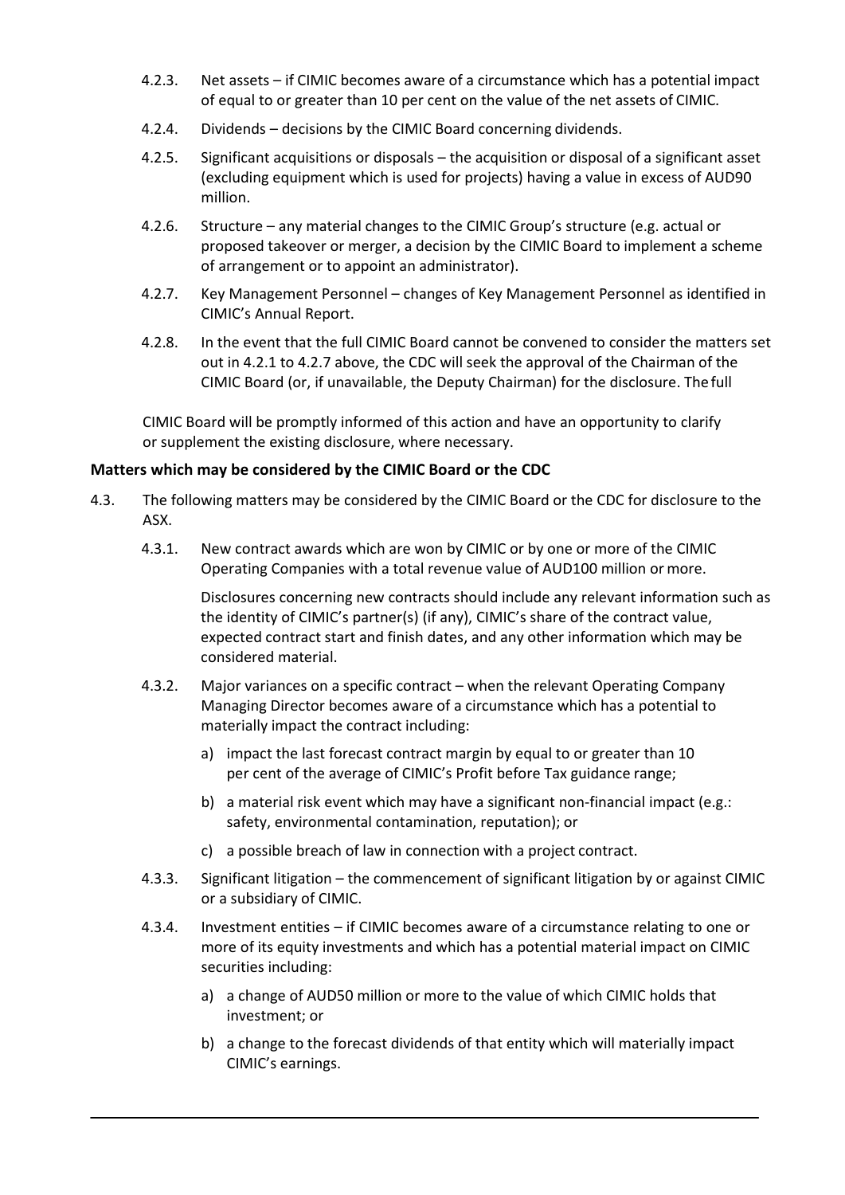4.2.3. Net assets – if CIMIC becomes aware of a circumstance which has a potential impact of equal to or greater than 10 per cent on the value of the net assets of CIMIC.

4.2.4. Dividends – decisions by the CIMIC Board concerning dividends.

4.2.5. Significant acquisitions or disposals – the acquisition or disposal of a significant asset (excluding equipment which is used for projects) having a value in excess of AUD90 million.

4.2.6. Structure – any material changes to the CIMIC Group's structure (e.g. actual or proposed takeover or merger, a decision by the CIMIC Board to implement a scheme of arrangement or to appoint an administrator).

4.2.7. Key Management Personnel – changes of Key Management Personnel as identified in CIMIC's Annual Report.

4.2.8. In the event that the full CIMIC Board cannot be convened to consider the matters set out in 4.2.1 to 4.2.7 above, the CDC will seek the approval of the Chairman of the CIMIC Board (or, if unavailable, the Deputy Chairman) for the disclosure. The full

CIMIC Board will be promptly informed of this action and have an opportunity to clarify or supplement the existing disclosure, where necessary.

**Matters which may be considered by the CIMIC Board or the CDC**

4.3. The following matters may be considered by the CIMIC Board or the CDC for disclosure to the ASX.

4.3.1. New contract awards which are won by CIMIC or by one or more of the CIMIC Operating Companies with a total revenue value of AUD100 million or more.

Disclosures concerning new contracts should include any relevant information such as the identity of CIMIC's partner(s) (if any), CIMIC's share of the contract value, expected contract start and finish dates, and any other information which may be considered material.

4.3.2. Major variances on a specific contract – when the relevant Operating Company Managing Director becomes aware of a circumstance which has a potential to materially impact the contract including:

a) impact the last forecast contract margin by equal to or greater than 10 per cent of the average of CIMIC's Profit before Tax guidance range;

b) a material risk event which may have a significant non-financial impact (e.g.: safety, environmental contamination, reputation); or

c) a possible breach of law in connection with a project contract.

4.3.3. Significant litigation – the commencement of significant litigation by or against CIMIC or a subsidiary of CIMIC.

4.3.4. Investment entities – if CIMIC becomes aware of a circumstance relating to one or more of its equity investments and which has a potential material impact on CIMIC securities including:

a) a change of AUD50 million or more to the value of which CIMIC holds that investment; or

b) a change to the forecast dividends of that entity which will materially impact CIMIC's earnings.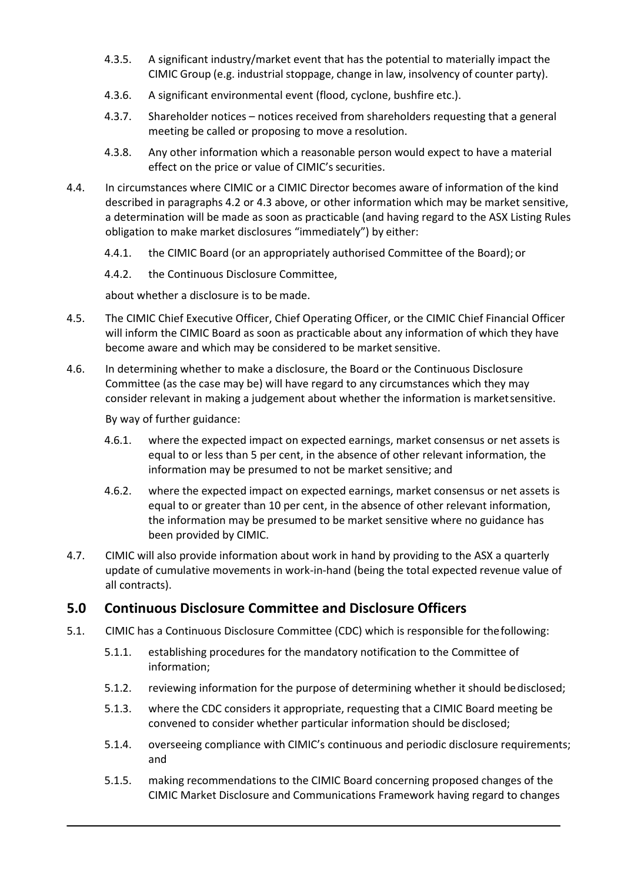4.3.5. A significant industry/market event that has the potential to materially impact the CIMIC Group (e.g. industrial stoppage, change in law, insolvency of counter party).

4.3.6. A significant environmental event (flood, cyclone, bushfire etc.).

4.3.7. Shareholder notices – notices received from shareholders requesting that a general meeting be called or proposing to move a resolution.

4.3.8. Any other information which a reasonable person would expect to have a material effect on the price or value of CIMIC's securities.

4.4. In circumstances where CIMIC or a CIMIC Director becomes aware of information of the kind described in paragraphs 4.2 or 4.3 above, or other information which may be market sensitive, a determination will be made as soon as practicable (and having regard to the ASX Listing Rules obligation to make market disclosures "immediately") by either:

4.4.1. the CIMIC Board (or an appropriately authorised Committee of the Board); or

4.4.2. the Continuous Disclosure Committee,

about whether a disclosure is to be made.

4.5. The CIMIC Chief Executive Officer, Chief Operating Officer, or the CIMIC Chief Financial Officer will inform the CIMIC Board as soon as practicable about any information of which they have become aware and which may be considered to be market sensitive.

4.6. In determining whether to make a disclosure, the Board or the Continuous Disclosure Committee (as the case may be) will have regard to any circumstances which they may consider relevant in making a judgement about whether the information is market sensitive.

By way of further guidance:

4.6.1. where the expected impact on expected earnings, market consensus or net assets is equal to or less than 5 per cent, in the absence of other relevant information, the information may be presumed to not be market sensitive; and

4.6.2. where the expected impact on expected earnings, market consensus or net assets is equal to or greater than 10 per cent, in the absence of other relevant information, the information may be presumed to be market sensitive where no guidance has been provided by CIMIC.

4.7. CIMIC will also provide information about work in hand by providing to the ASX a quarterly update of cumulative movements in work-in-hand (being the total expected revenue value of all contracts).

## 5.0 Continuous Disclosure Committee and Disclosure Officers

5.1. CIMIC has a Continuous Disclosure Committee (CDC) which is responsible for the following:

5.1.1. establishing procedures for the mandatory notification to the Committee of information;

5.1.2. reviewing information for the purpose of determining whether it should be disclosed;

5.1.3. where the CDC considers it appropriate, requesting that a CIMIC Board meeting be convened to consider whether particular information should be disclosed;

5.1.4. overseeing compliance with CIMIC's continuous and periodic disclosure requirements; and

5.1.5. making recommendations to the CIMIC Board concerning proposed changes of the CIMIC Market Disclosure and Communications Framework having regard to changes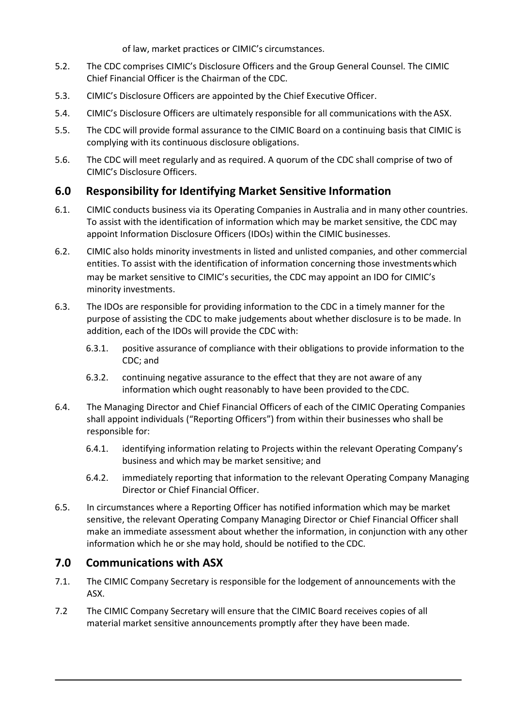of law, market practices or CIMIC's circumstances.

5.2. The CDC comprises CIMIC's Disclosure Officers and the Group General Counsel. The CIMIC Chief Financial Officer is the Chairman of the CDC.

5.3. CIMIC's Disclosure Officers are appointed by the Chief Executive Officer.

5.4. CIMIC's Disclosure Officers are ultimately responsible for all communications with the ASX.

5.5. The CDC will provide formal assurance to the CIMIC Board on a continuing basis that CIMIC is complying with its continuous disclosure obligations.

5.6. The CDC will meet regularly and as required. A quorum of the CDC shall comprise of two of CIMIC's Disclosure Officers.

## 6.0 Responsibility for Identifying Market Sensitive Information

6.1. CIMIC conducts business via its Operating Companies in Australia and in many other countries. To assist with the identification of information which may be market sensitive, the CDC may appoint Information Disclosure Officers (IDOs) within the CIMIC businesses.

6.2. CIMIC also holds minority investments in listed and unlisted companies, and other commercial entities. To assist with the identification of information concerning those investments which may be market sensitive to CIMIC's securities, the CDC may appoint an IDO for CIMIC's minority investments.

6.3. The IDOs are responsible for providing information to the CDC in a timely manner for the purpose of assisting the CDC to make judgements about whether disclosure is to be made. In addition, each of the IDOs will provide the CDC with:

6.3.1. positive assurance of compliance with their obligations to provide information to the CDC; and

6.3.2. continuing negative assurance to the effect that they are not aware of any information which ought reasonably to have been provided to the CDC.

6.4. The Managing Director and Chief Financial Officers of each of the CIMIC Operating Companies shall appoint individuals ("Reporting Officers") from within their businesses who shall be responsible for:

6.4.1. identifying information relating to Projects within the relevant Operating Company's business and which may be market sensitive; and

6.4.2. immediately reporting that information to the relevant Operating Company Managing Director or Chief Financial Officer.

6.5. In circumstances where a Reporting Officer has notified information which may be market sensitive, the relevant Operating Company Managing Director or Chief Financial Officer shall make an immediate assessment about whether the information, in conjunction with any other information which he or she may hold, should be notified to the CDC.

## 7.0 Communications with ASX

7.1. The CIMIC Company Secretary is responsible for the lodgement of announcements with the ASX.

7.2 The CIMIC Company Secretary will ensure that the CIMIC Board receives copies of all material market sensitive announcements promptly after they have been made.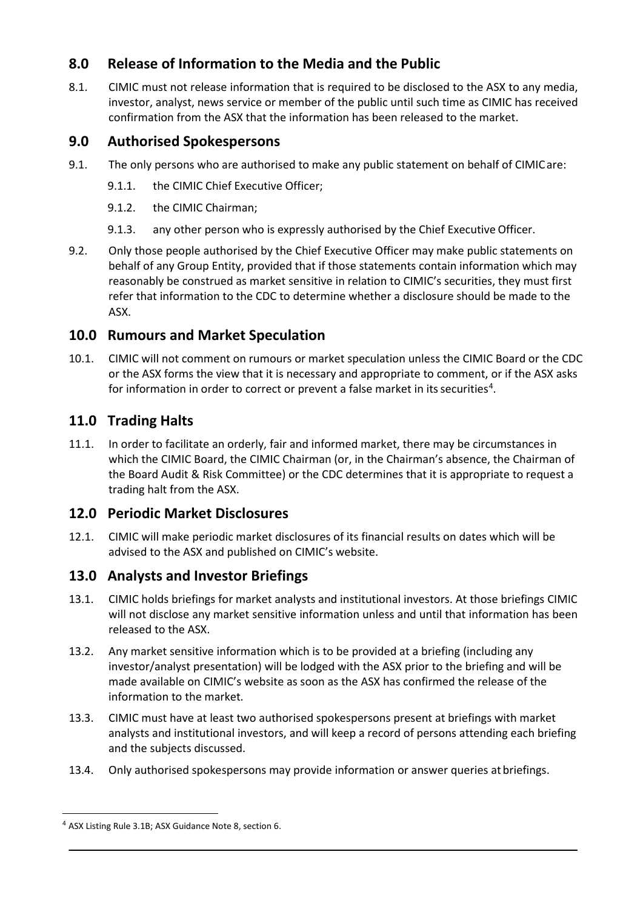## 8.0 Release of Information to the Media and the Public

8.1. CIMIC must not release information that is required to be disclosed to the ASX to any media, investor, analyst, news service or member of the public until such time as CIMIC has received confirmation from the ASX that the information has been released to the market.

## 9.0 Authorised Spokespersons

9.1. The only persons who are authorised to make any public statement on behalf of CIMIC are:

- 9.1.1. the CIMIC Chief Executive Officer;
- 9.1.2. the CIMIC Chairman;
- 9.1.3. any other person who is expressly authorised by the Chief Executive Officer.

9.2. Only those people authorised by the Chief Executive Officer may make public statements on behalf of any Group Entity, provided that if those statements contain information which may reasonably be construed as market sensitive in relation to CIMIC's securities, they must first refer that information to the CDC to determine whether a disclosure should be made to the ASX.

## 10.0 Rumours and Market Speculation

10.1. CIMIC will not comment on rumours or market speculation unless the CIMIC Board or the CDC or the ASX forms the view that it is necessary and appropriate to comment, or if the ASX asks for information in order to correct or prevent a false market in its securities[4].

## 11.0 Trading Halts

11.1. In order to facilitate an orderly, fair and informed market, there may be circumstances in which the CIMIC Board, the CIMIC Chairman (or, in the Chairman's absence, the Chairman of the Board Audit & Risk Committee) or the CDC determines that it is appropriate to request a trading halt from the ASX.

## 12.0 Periodic Market Disclosures

12.1. CIMIC will make periodic market disclosures of its financial results on dates which will be advised to the ASX and published on CIMIC's website.

## 13.0 Analysts and Investor Briefings

13.1. CIMIC holds briefings for market analysts and institutional investors. At those briefings CIMIC will not disclose any market sensitive information unless and until that information has been released to the ASX.

13.2. Any market sensitive information which is to be provided at a briefing (including any investor/analyst presentation) will be lodged with the ASX prior to the briefing and will be made available on CIMIC's website as soon as the ASX has confirmed the release of the information to the market.

13.3. CIMIC must have at least two authorised spokespersons present at briefings with market analysts and institutional investors, and will keep a record of persons attending each briefing and the subjects discussed.

13.4. Only authorised spokespersons may provide information or answer queries at briefings.

---

[4] ASX Listing Rule 3.1B; ASX Guidance Note 8, section 6.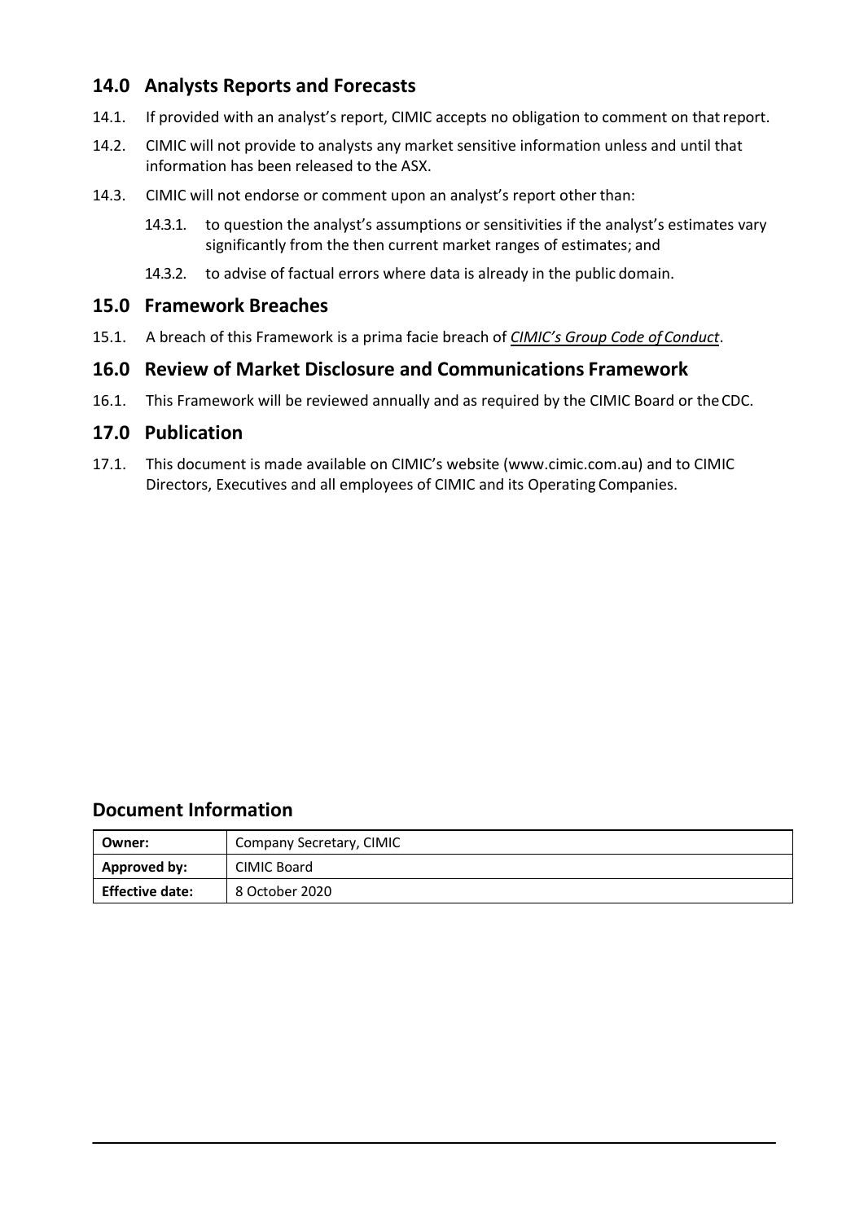## 14.0 Analysts Reports and Forecasts

14.1. If provided with an analyst's report, CIMIC accepts no obligation to comment on that report.

14.2. CIMIC will not provide to analysts any market sensitive information unless and until that information has been released to the ASX.

14.3. CIMIC will not endorse or comment upon an analyst's report other than:

- 14.3.1. to question the analyst's assumptions or sensitivities if the analyst's estimates vary significantly from the then current market ranges of estimates; and
- 14.3.2. to advise of factual errors where data is already in the public domain.

## 15.0 Framework Breaches

15.1. A breach of this Framework is a prima facie breach of *CIMIC's Group Code of Conduct*.

## 16.0 Review of Market Disclosure and Communications Framework

16.1. This Framework will be reviewed annually and as required by the CIMIC Board or the CDC.

## 17.0 Publication

17.1. This document is made available on CIMIC's website (www.cimic.com.au) and to CIMIC Directors, Executives and all employees of CIMIC and its Operating Companies.

## Document Information

| | |
|---|---|
| **Owner:** | Company Secretary, CIMIC |
| **Approved by:** | CIMIC Board |
| **Effective date:** | 8 October 2020 |